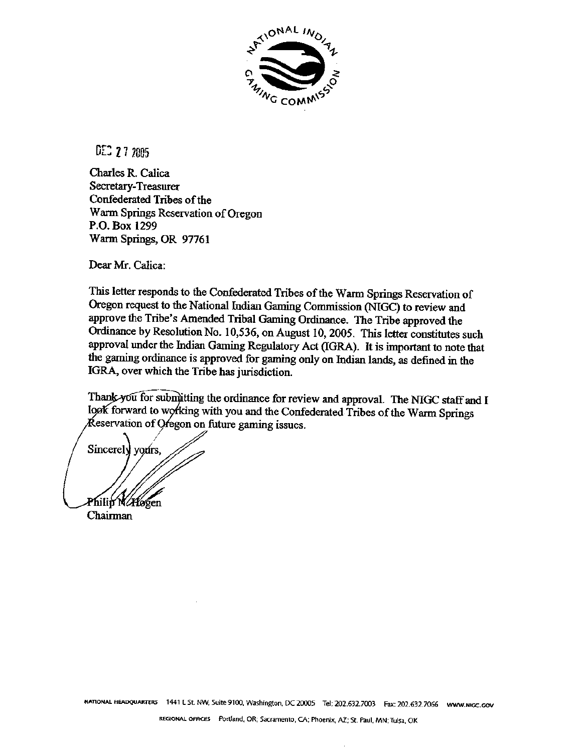NATIONAL INDIAN GAMING COMMISSION

DEC 27 2005

Charles R. Calica
Secretary-Treasurer
Confederated Tribes of the
Warm Springs Reservation of Oregon
P.O. Box 1299
Warm Springs, OR 97761

Dear Mr. Calica:

This letter responds to the Confederated Tribes of the Warm Springs Reservation of Oregon request to the National Indian Gaming Commission (NIGC) to review and approve the Tribe's Amended Tribal Gaming Ordinance. The Tribe approved the Ordinance by Resolution No. 10,536, on August 10, 2005. This letter constitutes such approval under the Indian Gaming Regulatory Act (IGRA). It is important to note that the gaming ordinance is approved for gaming only on Indian lands, as defined in the IGRA, over which the Tribe has jurisdiction.

Thank you for submitting the ordinance for review and approval. The NIGC staff and I look forward to working with you and the Confederated Tribes of the Warm Springs Reservation of Oregon on future gaming issues.

Sincerely yours,

Philip N. Hogen
Chairman

NATIONAL HEADQUARTERS 1441 L St. NW, Suite 9100, Washington, DC 20005 Tel: 202.632.7003 Fax: 202.632.7066 WWW.NIGC.GOV

REGIONAL OFFICES Portland, OR; Sacramento, CA; Phoenix, AZ; St. Paul, MN; Tulsa, OK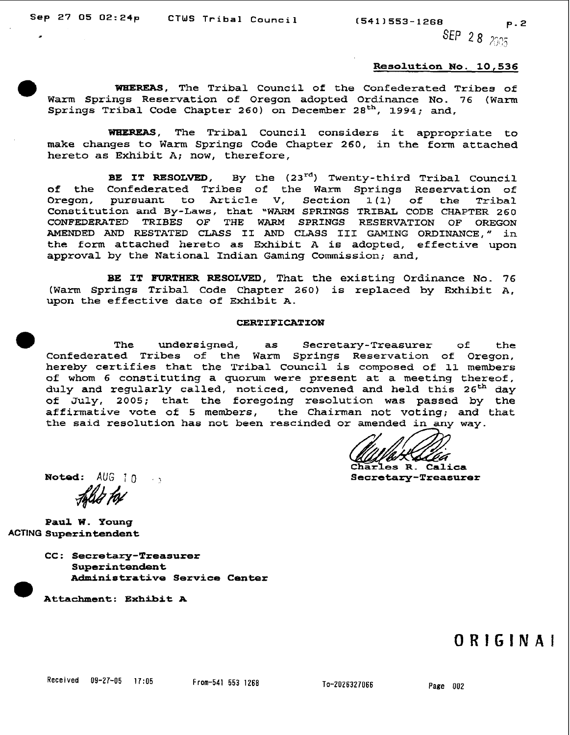SEP 28 2005

**Resolution No. 10,536**

**WHEREAS**, The Tribal Council of the Confederated Tribes of Warm Springs Reservation of Oregon adopted Ordinance No. 76 (Warm Springs Tribal Code Chapter 260) on December 28th, 1994; and,

**WHEREAS**, The Tribal Council considers it appropriate to make changes to Warm Springs Code Chapter 260, in the form attached hereto as Exhibit A; now, therefore,

**BE IT RESOLVED**, By the (23rd) Twenty-third Tribal Council of the Confederated Tribes of the Warm Springs Reservation of Oregon, pursuant to Article V, Section 1(l) of the Tribal Constitution and By-Laws, that "WARM SPRINGS TRIBAL CODE CHAPTER 260 CONFEDERATED TRIBES OF THE WARM SPRINGS RESERVATION OF OREGON AMENDED AND RESTATED CLASS II AND CLASS III GAMING ORDINANCE," in the form attached hereto as Exhibit A is adopted, effective upon approval by the National Indian Gaming Commission; and,

**BE IT FURTHER RESOLVED**, That the existing Ordinance No. 76 (Warm Springs Tribal Code Chapter 260) is replaced by Exhibit A, upon the effective date of Exhibit A.

**CERTIFICATION**

The undersigned, as Secretary-Treasurer of the Confederated Tribes of the Warm Springs Reservation of Oregon, hereby certifies that the Tribal Council is composed of 11 members of whom 6 constituting a quorum were present at a meeting thereof, duly and regularly called, noticed, convened and held this 26th day of July, 2005; that the foregoing resolution was passed by the affirmative vote of 5 members, the Chairman not voting; and that the said resolution has not been rescinded or amended in any way.

Charles R. Calica
**Secretary-Treasurer**

**Noted:** AUG 10

**Paul W. Young**
ACTING **Superintendent**

**CC: Secretary-Treasurer**
**Superintendent**
**Administrative Service Center**

**Attachment: Exhibit A**

ORIGINAL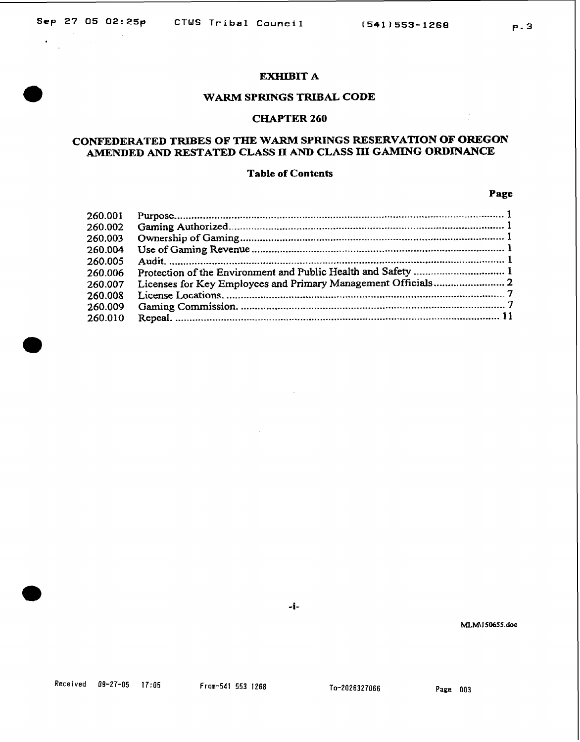# EXHIBIT A

## WARM SPRINGS TRIBAL CODE

## CHAPTER 260

## CONFEDERATED TRIBES OF THE WARM SPRINGS RESERVATION OF OREGON AMENDED AND RESTATED CLASS II AND CLASS III GAMING ORDINANCE

### Table of Contents

| | | Page |
|---|---|---|
| 260.001 | Purpose | 1 |
| 260.002 | Gaming Authorized | 1 |
| 260.003 | Ownership of Gaming | 1 |
| 260.004 | Use of Gaming Revenue | 1 |
| 260.005 | Audit. | 1 |
| 260.006 | Protection of the Environment and Public Health and Safety | 1 |
| 260.007 | Licenses for Key Employees and Primary Management Officials | 2 |
| 260.008 | License Locations. | 7 |
| 260.009 | Gaming Commission. | 7 |
| 260.010 | Repeal. | 11 |

MLM\150655.doc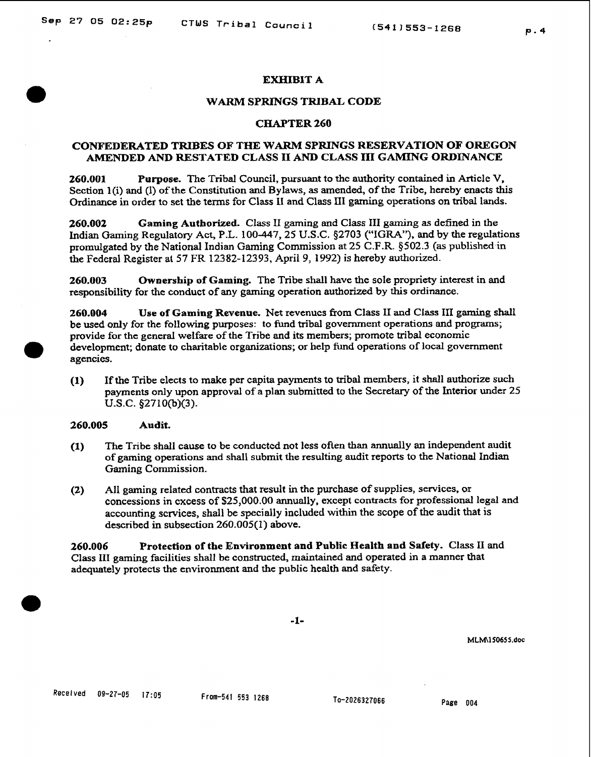# EXHIBIT A

## WARM SPRINGS TRIBAL CODE

## CHAPTER 260

## CONFEDERATED TRIBES OF THE WARM SPRINGS RESERVATION OF OREGON AMENDED AND RESTATED CLASS II AND CLASS III GAMING ORDINANCE

**260.001 Purpose.** The Tribal Council, pursuant to the authority contained in Article V, Section 1(i) and (l) of the Constitution and Bylaws, as amended, of the Tribe, hereby enacts this Ordinance in order to set the terms for Class II and Class III gaming operations on tribal lands.

**260.002 Gaming Authorized.** Class II gaming and Class III gaming as defined in the Indian Gaming Regulatory Act, P.L. 100-447, 25 U.S.C. §2703 ("IGRA"), and by the regulations promulgated by the National Indian Gaming Commission at 25 C.F.R. §502.3 (as published in the Federal Register at 57 FR 12382-12393, April 9, 1992) is hereby authorized.

**260.003 Ownership of Gaming.** The Tribe shall have the sole propriety interest in and responsibility for the conduct of any gaming operation authorized by this ordinance.

**260.004 Use of Gaming Revenue.** Net revenues from Class II and Class III gaming shall be used only for the following purposes: to fund tribal government operations and programs; provide for the general welfare of the Tribe and its members; promote tribal economic development; donate to charitable organizations; or help fund operations of local government agencies.

**(1)** If the Tribe elects to make per capita payments to tribal members, it shall authorize such payments only upon approval of a plan submitted to the Secretary of the Interior under 25 U.S.C. §2710(b)(3).

**260.005 Audit.**

**(1)** The Tribe shall cause to be conducted not less often than annually an independent audit of gaming operations and shall submit the resulting audit reports to the National Indian Gaming Commission.

**(2)** All gaming related contracts that result in the purchase of supplies, services, or concessions in excess of $25,000.00 annually, except contracts for professional legal and accounting services, shall be specially included within the scope of the audit that is described in subsection 260.005(1) above.

**260.006 Protection of the Environment and Public Health and Safety.** Class II and Class III gaming facilities shall be constructed, maintained and operated in a manner that adequately protects the environment and the public health and safety.

MLM\150655.doc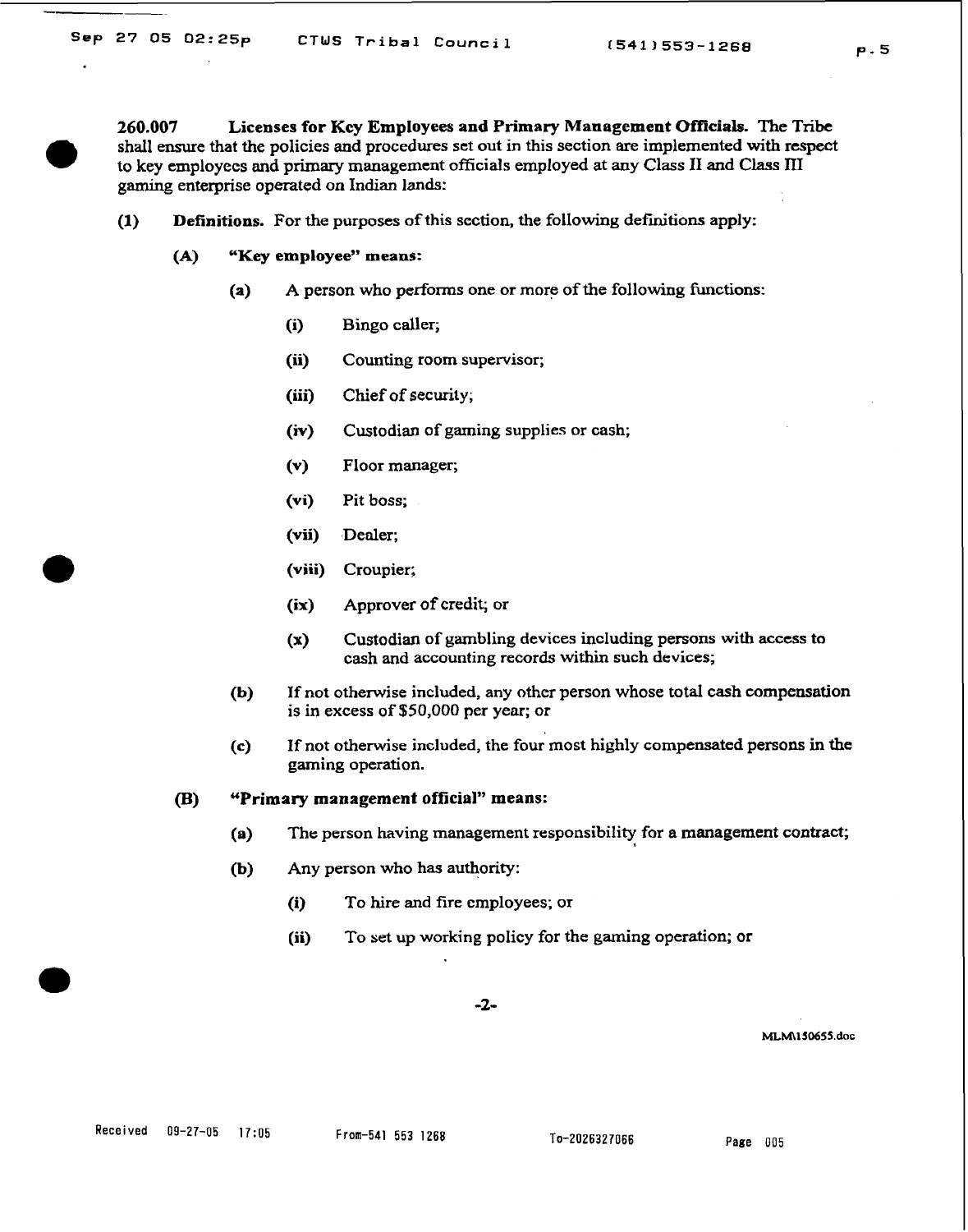**260.007 Licenses for Key Employees and Primary Management Officials.** The Tribe shall ensure that the policies and procedures set out in this section are implemented with respect to key employees and primary management officials employed at any Class II and Class III gaming enterprise operated on Indian lands:

**(1) Definitions.** For the purposes of this section, the following definitions apply:

**(A) "Key employee" means:**

**(a)** A person who performs one or more of the following functions:

**(i)** Bingo caller;

**(ii)** Counting room supervisor;

**(iii)** Chief of security;

**(iv)** Custodian of gaming supplies or cash;

**(v)** Floor manager;

**(vi)** Pit boss;

**(vii)** Dealer;

**(viii)** Croupier;

**(ix)** Approver of credit; or

**(x)** Custodian of gambling devices including persons with access to cash and accounting records within such devices;

**(b)** If not otherwise included, any other person whose total cash compensation is in excess of $50,000 per year; or

**(c)** If not otherwise included, the four most highly compensated persons in the gaming operation.

**(B) "Primary management official" means:**

**(a)** The person having management responsibility for a management contract;

**(b)** Any person who has authority:

**(i)** To hire and fire employees; or

**(ii)** To set up working policy for the gaming operation; or

MLM\150655.doc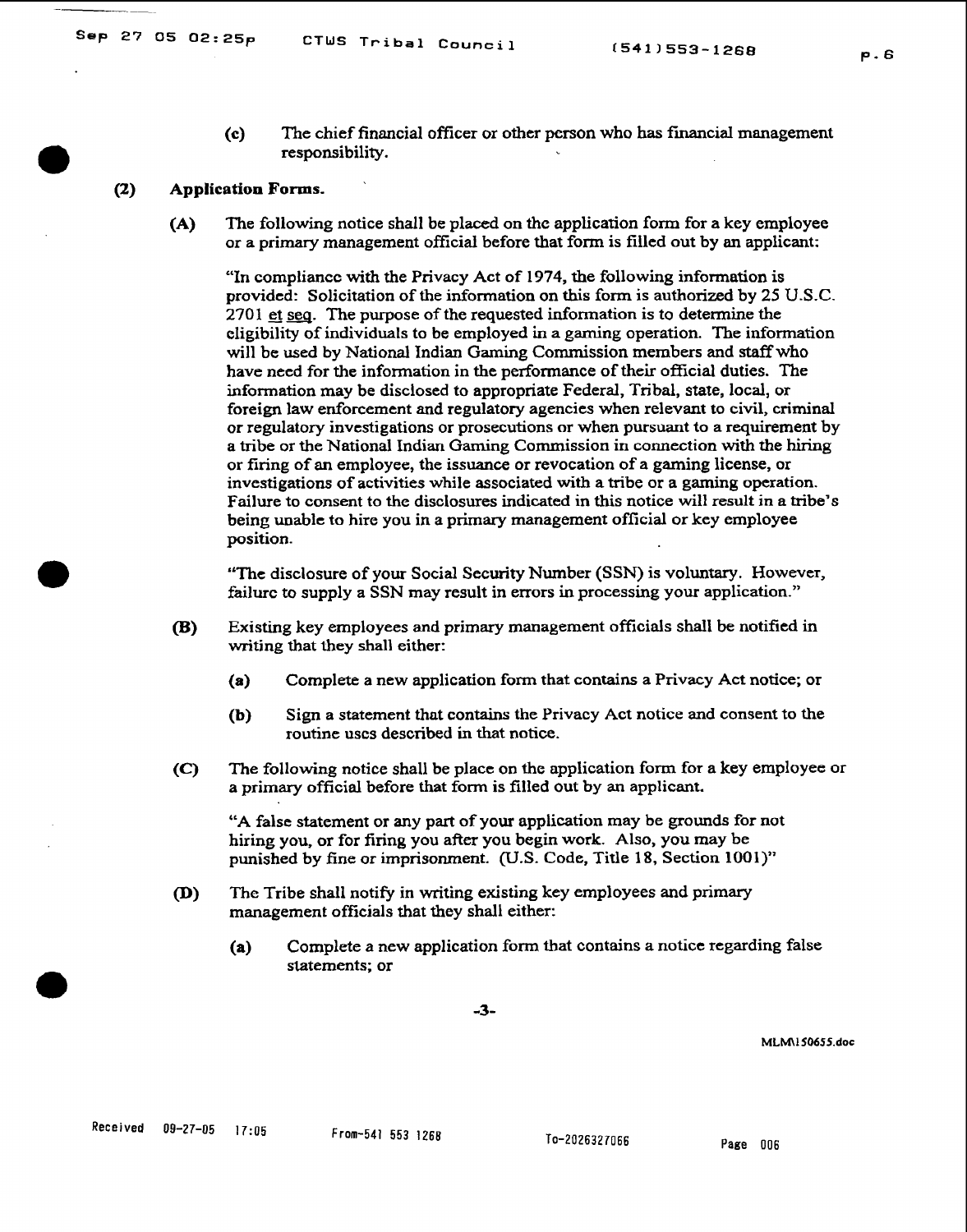(c) The chief financial officer or other person who has financial management responsibility.

**(2) Application Forms.**

**(A)** The following notice shall be placed on the application form for a key employee or a primary management official before that form is filled out by an applicant:

"In compliance with the Privacy Act of 1974, the following information is provided: Solicitation of the information on this form is authorized by 25 U.S.C. 2701 et seq. The purpose of the requested information is to determine the eligibility of individuals to be employed in a gaming operation. The information will be used by National Indian Gaming Commission members and staff who have need for the information in the performance of their official duties. The information may be disclosed to appropriate Federal, Tribal, state, local, or foreign law enforcement and regulatory agencies when relevant to civil, criminal or regulatory investigations or prosecutions or when pursuant to a requirement by a tribe or the National Indian Gaming Commission in connection with the hiring or firing of an employee, the issuance or revocation of a gaming license, or investigations of activities while associated with a tribe or a gaming operation. Failure to consent to the disclosures indicated in this notice will result in a tribe's being unable to hire you in a primary management official or key employee position.

"The disclosure of your Social Security Number (SSN) is voluntary. However, failure to supply a SSN may result in errors in processing your application."

**(B)** Existing key employees and primary management officials shall be notified in writing that they shall either:

**(a)** Complete a new application form that contains a Privacy Act notice; or

**(b)** Sign a statement that contains the Privacy Act notice and consent to the routine uses described in that notice.

**(C)** The following notice shall be place on the application form for a key employee or a primary official before that form is filled out by an applicant.

"A false statement or any part of your application may be grounds for not hiring you, or for firing you after you begin work. Also, you may be punished by fine or imprisonment. (U.S. Code, Title 18, Section 1001)"

**(D)** The Tribe shall notify in writing existing key employees and primary management officials that they shall either:

**(a)** Complete a new application form that contains a notice regarding false statements; or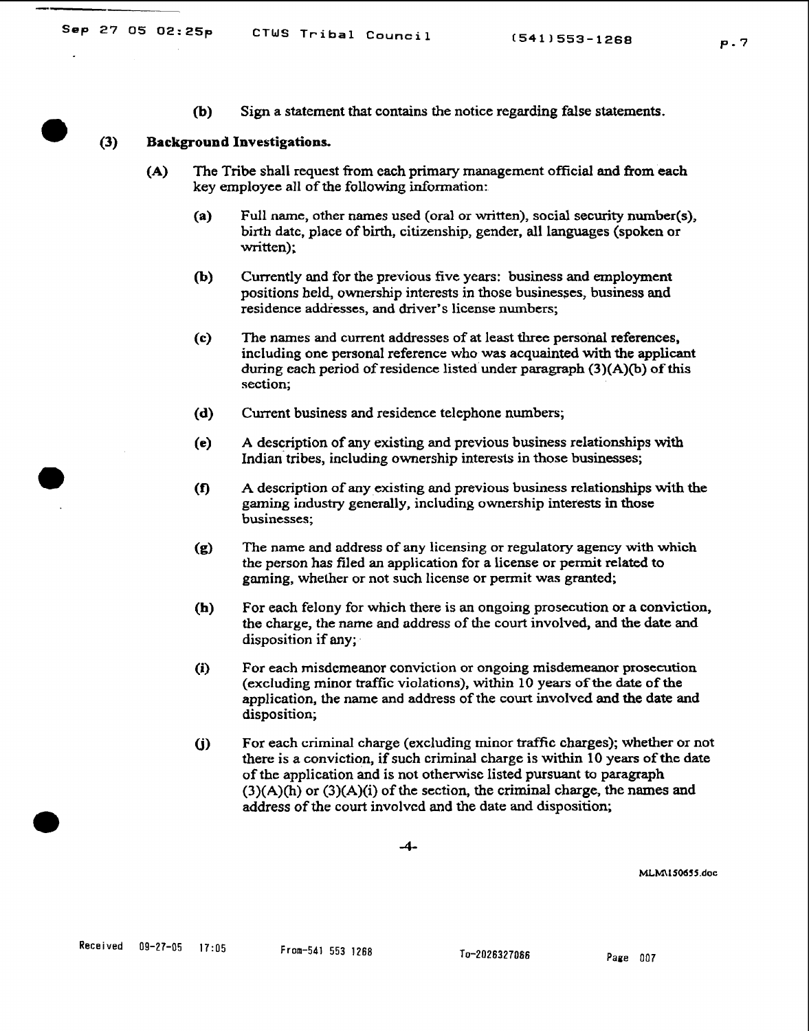(b) Sign a statement that contains the notice regarding false statements.

**(3) Background Investigations.**

(A) The Tribe shall request from each primary management official and from each key employee all of the following information:

(a) Full name, other names used (oral or written), social security number(s), birth date, place of birth, citizenship, gender, all languages (spoken or written);

(b) Currently and for the previous five years: business and employment positions held, ownership interests in those businesses, business and residence addresses, and driver's license numbers;

(c) The names and current addresses of at least three personal references, including one personal reference who was acquainted with the applicant during each period of residence listed under paragraph (3)(A)(b) of this section;

(d) Current business and residence telephone numbers;

(e) A description of any existing and previous business relationships with Indian tribes, including ownership interests in those businesses;

(f) A description of any existing and previous business relationships with the gaming industry generally, including ownership interests in those businesses;

(g) The name and address of any licensing or regulatory agency with which the person has filed an application for a license or permit related to gaming, whether or not such license or permit was granted;

(h) For each felony for which there is an ongoing prosecution or a conviction, the charge, the name and address of the court involved, and the date and disposition if any;

(i) For each misdemeanor conviction or ongoing misdemeanor prosecution (excluding minor traffic violations), within 10 years of the date of the application, the name and address of the court involved and the date and disposition;

(j) For each criminal charge (excluding minor traffic charges); whether or not there is a conviction, if such criminal charge is within 10 years of the date of the application and is not otherwise listed pursuant to paragraph (3)(A)(h) or (3)(A)(i) of the section, the criminal charge, the names and address of the court involved and the date and disposition;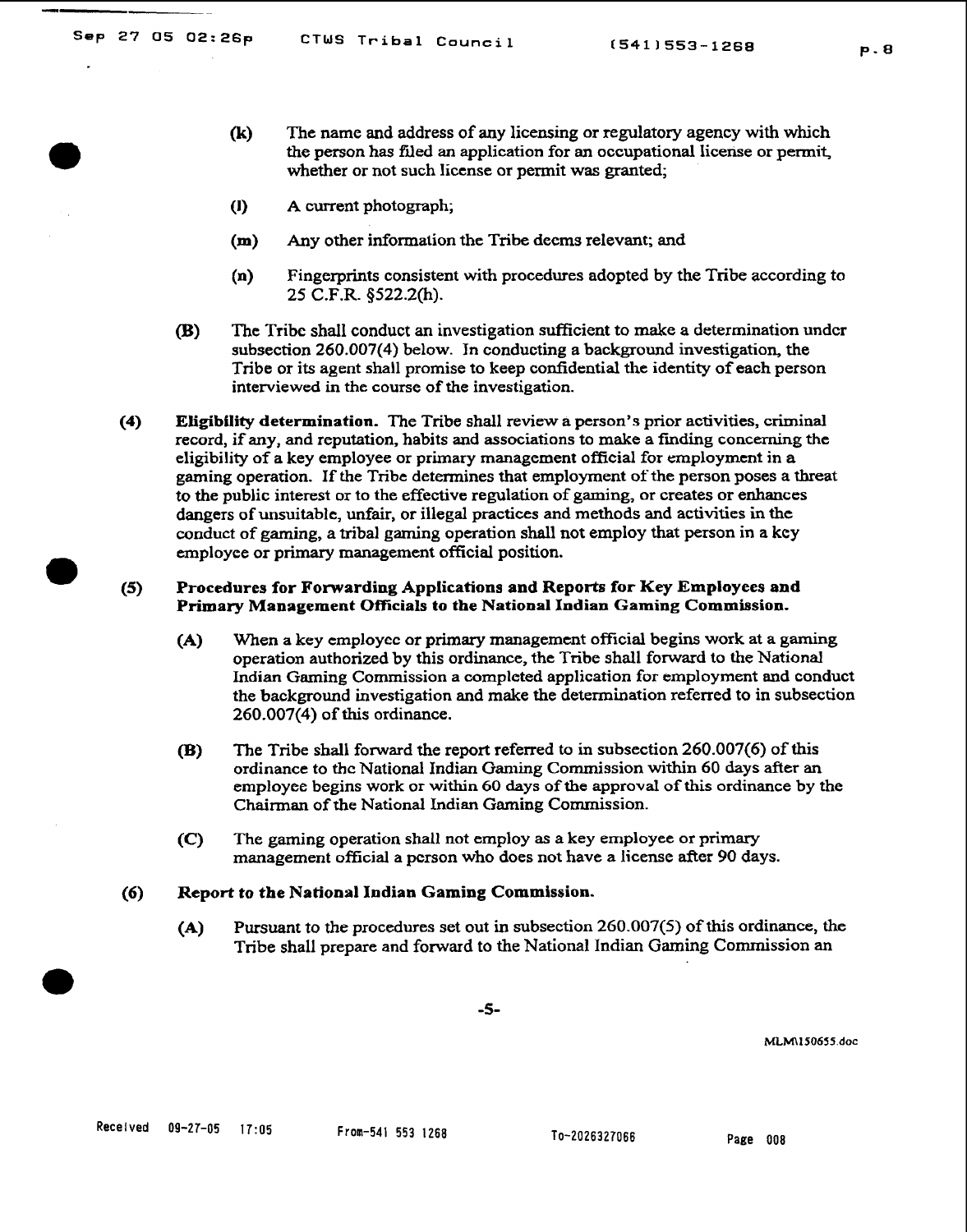(k) The name and address of any licensing or regulatory agency with which the person has filed an application for an occupational license or permit, whether or not such license or permit was granted;

(l) A current photograph;

(m) Any other information the Tribe deems relevant; and

(n) Fingerprints consistent with procedures adopted by the Tribe according to 25 C.F.R. §522.2(h).

(B) The Tribe shall conduct an investigation sufficient to make a determination under subsection 260.007(4) below. In conducting a background investigation, the Tribe or its agent shall promise to keep confidential the identity of each person interviewed in the course of the investigation.

(4) **Eligibility determination.** The Tribe shall review a person's prior activities, criminal record, if any, and reputation, habits and associations to make a finding concerning the eligibility of a key employee or primary management official for employment in a gaming operation. If the Tribe determines that employment of the person poses a threat to the public interest or to the effective regulation of gaming, or creates or enhances dangers of unsuitable, unfair, or illegal practices and methods and activities in the conduct of gaming, a tribal gaming operation shall not employ that person in a key employee or primary management official position.

(5) **Procedures for Forwarding Applications and Reports for Key Employees and Primary Management Officials to the National Indian Gaming Commission.**

(A) When a key employee or primary management official begins work at a gaming operation authorized by this ordinance, the Tribe shall forward to the National Indian Gaming Commission a completed application for employment and conduct the background investigation and make the determination referred to in subsection 260.007(4) of this ordinance.

(B) The Tribe shall forward the report referred to in subsection 260.007(6) of this ordinance to the National Indian Gaming Commission within 60 days after an employee begins work or within 60 days of the approval of this ordinance by the Chairman of the National Indian Gaming Commission.

(C) The gaming operation shall not employ as a key employee or primary management official a person who does not have a license after 90 days.

(6) **Report to the National Indian Gaming Commission.**

(A) Pursuant to the procedures set out in subsection 260.007(5) of this ordinance, the Tribe shall prepare and forward to the National Indian Gaming Commission an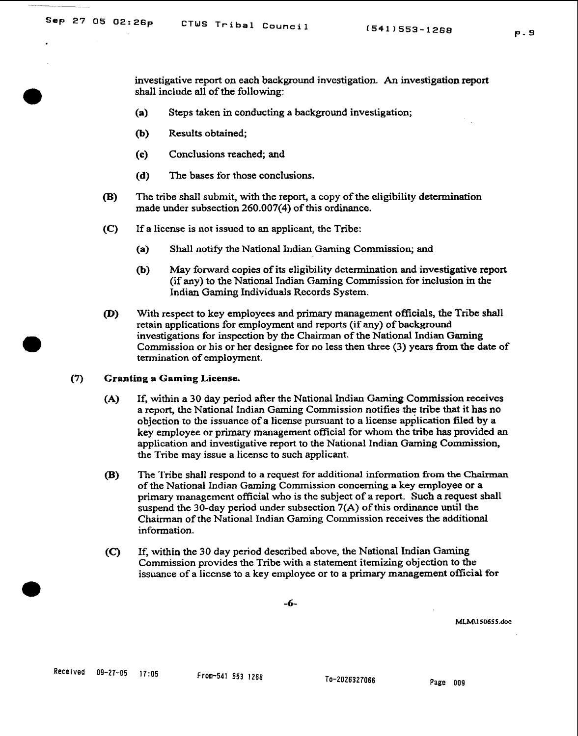investigative report on each background investigation. An investigation report shall include all of the following:

**(a)** Steps taken in conducting a background investigation;

**(b)** Results obtained;

**(c)** Conclusions reached; and

**(d)** The bases for those conclusions.

**(B)** The tribe shall submit, with the report, a copy of the eligibility determination made under subsection 260.007(4) of this ordinance.

**(C)** If a license is not issued to an applicant, the Tribe:

**(a)** Shall notify the National Indian Gaming Commission; and

**(b)** May forward copies of its eligibility determination and investigative report (if any) to the National Indian Gaming Commission for inclusion in the Indian Gaming Individuals Records System.

**(D)** With respect to key employees and primary management officials, the Tribe shall retain applications for employment and reports (if any) of background investigations for inspection by the Chairman of the National Indian Gaming Commission or his or her designee for no less then three (3) years from the date of termination of employment.

**(7) Granting a Gaming License.**

**(A)** If, within a 30 day period after the National Indian Gaming Commission receives a report, the National Indian Gaming Commission notifies the tribe that it has no objection to the issuance of a license pursuant to a license application filed by a key employee or primary management official for whom the tribe has provided an application and investigative report to the National Indian Gaming Commission, the Tribe may issue a license to such applicant.

**(B)** The Tribe shall respond to a request for additional information from the Chairman of the National Indian Gaming Commission concerning a key employee or a primary management official who is the subject of a report. Such a request shall suspend the 30-day period under subsection 7(A) of this ordinance until the Chairman of the National Indian Gaming Commission receives the additional information.

**(C)** If, within the 30 day period described above, the National Indian Gaming Commission provides the Tribe with a statement itemizing objection to the issuance of a license to a key employee or to a primary management official for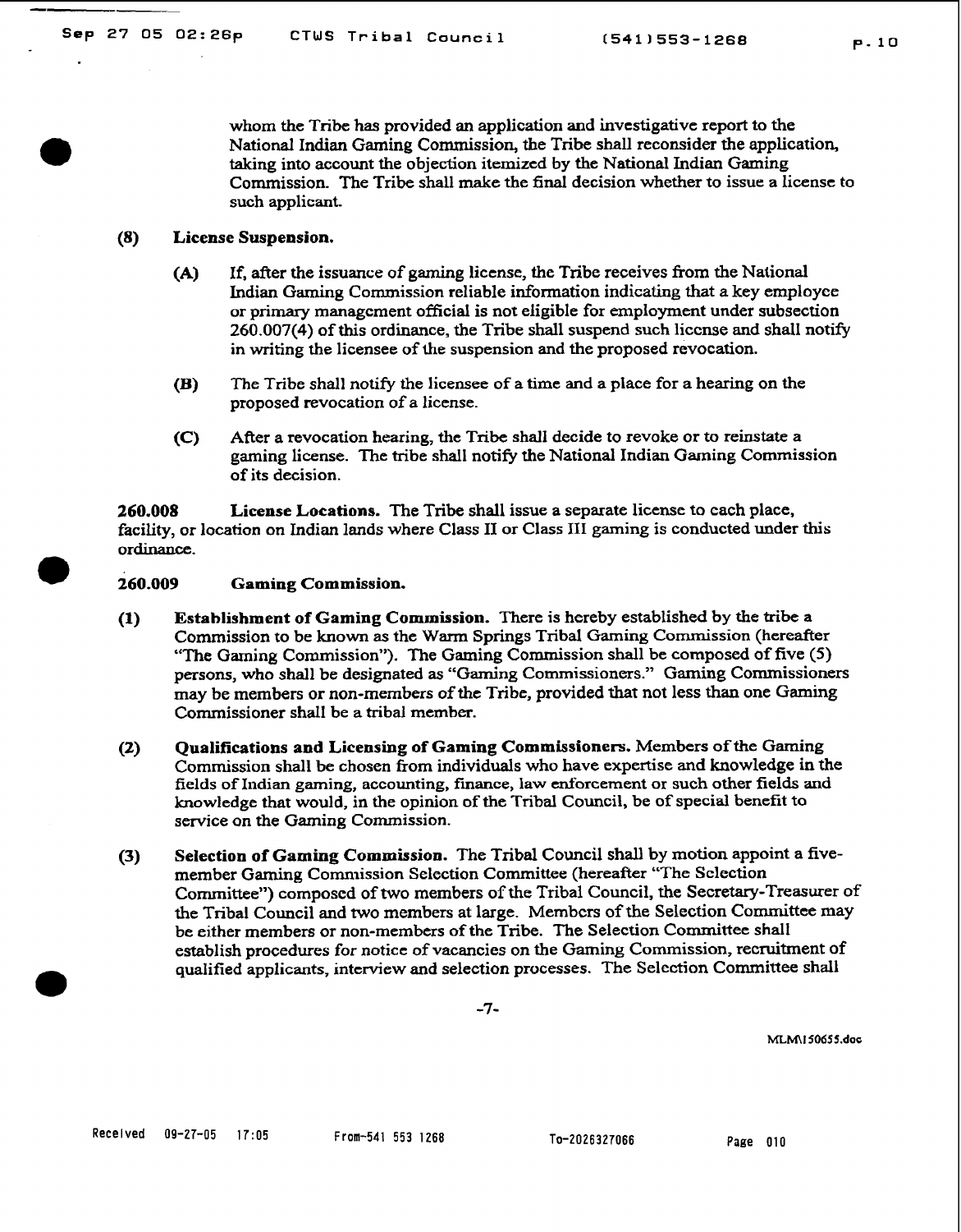whom the Tribe has provided an application and investigative report to the National Indian Gaming Commission, the Tribe shall reconsider the application, taking into account the objection itemized by the National Indian Gaming Commission. The Tribe shall make the final decision whether to issue a license to such applicant.

**(8) License Suspension.**

**(A)** If, after the issuance of gaming license, the Tribe receives from the National Indian Gaming Commission reliable information indicating that a key employee or primary management official is not eligible for employment under subsection 260.007(4) of this ordinance, the Tribe shall suspend such license and shall notify in writing the licensee of the suspension and the proposed revocation.

**(B)** The Tribe shall notify the licensee of a time and a place for a hearing on the proposed revocation of a license.

**(C)** After a revocation hearing, the Tribe shall decide to revoke or to reinstate a gaming license. The tribe shall notify the National Indian Gaming Commission of its decision.

**260.008 License Locations.** The Tribe shall issue a separate license to each place, facility, or location on Indian lands where Class II or Class III gaming is conducted under this ordinance.

**260.009 Gaming Commission.**

**(1) Establishment of Gaming Commission.** There is hereby established by the tribe a Commission to be known as the Warm Springs Tribal Gaming Commission (hereafter "The Gaming Commission"). The Gaming Commission shall be composed of five (5) persons, who shall be designated as "Gaming Commissioners." Gaming Commissioners may be members or non-members of the Tribe, provided that not less than one Gaming Commissioner shall be a tribal member.

**(2) Qualifications and Licensing of Gaming Commissioners.** Members of the Gaming Commission shall be chosen from individuals who have expertise and knowledge in the fields of Indian gaming, accounting, finance, law enforcement or such other fields and knowledge that would, in the opinion of the Tribal Council, be of special benefit to service on the Gaming Commission.

**(3) Selection of Gaming Commission.** The Tribal Council shall by motion appoint a five-member Gaming Commission Selection Committee (hereafter "The Selection Committee") composed of two members of the Tribal Council, the Secretary-Treasurer of the Tribal Council and two members at large. Members of the Selection Committee may be either members or non-members of the Tribe. The Selection Committee shall establish procedures for notice of vacancies on the Gaming Commission, recruitment of qualified applicants, interview and selection processes. The Selection Committee shall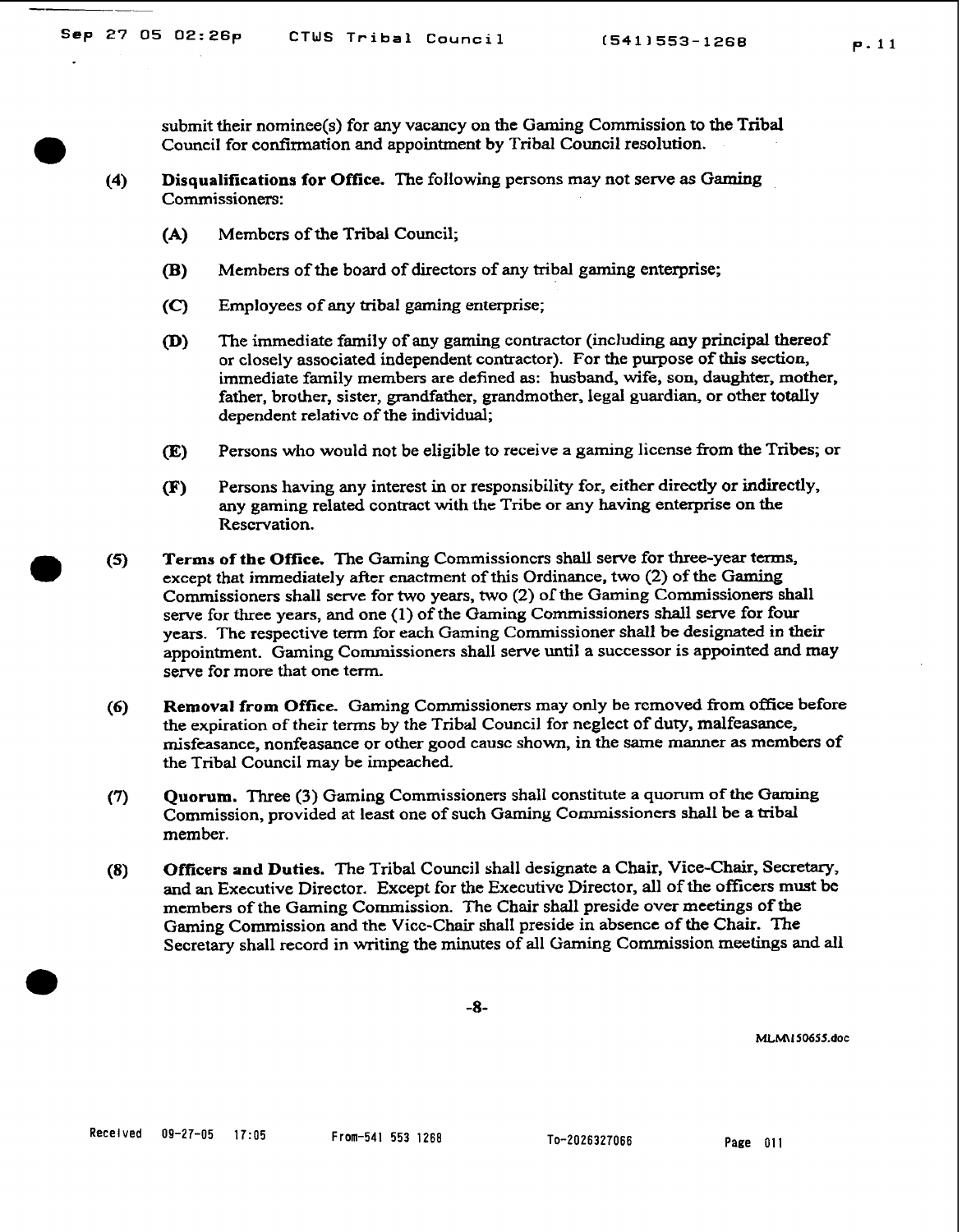submit their nominee(s) for any vacancy on the Gaming Commission to the Tribal Council for confirmation and appointment by Tribal Council resolution.

**(4) Disqualifications for Office.** The following persons may not serve as Gaming Commissioners:

- **(A)** Members of the Tribal Council;
- **(B)** Members of the board of directors of any tribal gaming enterprise;
- **(C)** Employees of any tribal gaming enterprise;
- **(D)** The immediate family of any gaming contractor (including any principal thereof or closely associated independent contractor). For the purpose of this section, immediate family members are defined as: husband, wife, son, daughter, mother, father, brother, sister, grandfather, grandmother, legal guardian, or other totally dependent relative of the individual;
- **(E)** Persons who would not be eligible to receive a gaming license from the Tribes; or
- **(F)** Persons having any interest in or responsibility for, either directly or indirectly, any gaming related contract with the Tribe or any having enterprise on the Reservation.

**(5) Terms of the Office.** The Gaming Commissioners shall serve for three-year terms, except that immediately after enactment of this Ordinance, two (2) of the Gaming Commissioners shall serve for two years, two (2) of the Gaming Commissioners shall serve for three years, and one (1) of the Gaming Commissioners shall serve for four years. The respective term for each Gaming Commissioner shall be designated in their appointment. Gaming Commissioners shall serve until a successor is appointed and may serve for more that one term.

**(6) Removal from Office.** Gaming Commissioners may only be removed from office before the expiration of their terms by the Tribal Council for neglect of duty, malfeasance, misfeasance, nonfeasance or other good cause shown, in the same manner as members of the Tribal Council may be impeached.

**(7) Quorum.** Three (3) Gaming Commissioners shall constitute a quorum of the Gaming Commission, provided at least one of such Gaming Commissioners shall be a tribal member.

**(8) Officers and Duties.** The Tribal Council shall designate a Chair, Vice-Chair, Secretary, and an Executive Director. Except for the Executive Director, all of the officers must be members of the Gaming Commission. The Chair shall preside over meetings of the Gaming Commission and the Vice-Chair shall preside in absence of the Chair. The Secretary shall record in writing the minutes of all Gaming Commission meetings and all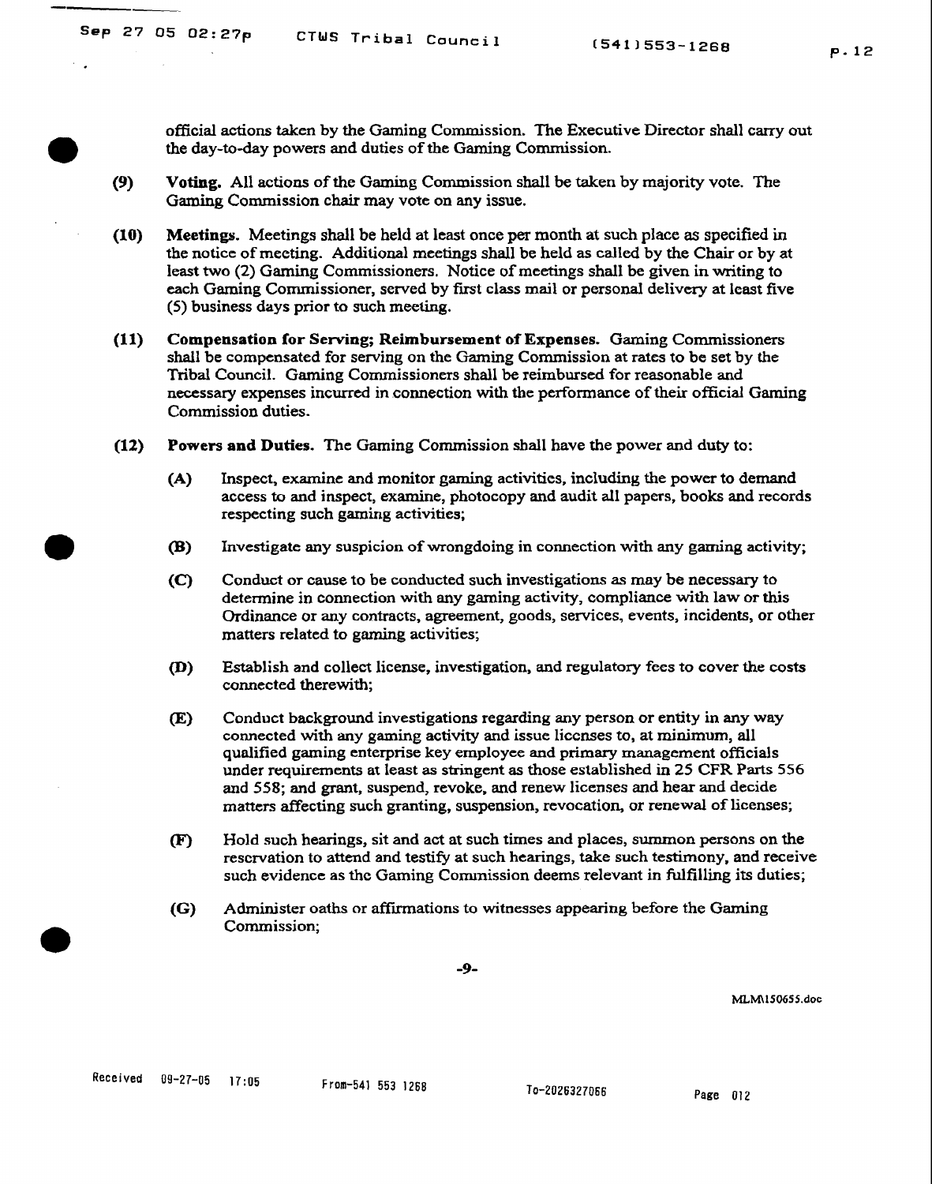official actions taken by the Gaming Commission. The Executive Director shall carry out the day-to-day powers and duties of the Gaming Commission.

**(9) Voting.** All actions of the Gaming Commission shall be taken by majority vote. The Gaming Commission chair may vote on any issue.

**(10) Meetings.** Meetings shall be held at least once per month at such place as specified in the notice of meeting. Additional meetings shall be held as called by the Chair or by at least two (2) Gaming Commissioners. Notice of meetings shall be given in writing to each Gaming Commissioner, served by first class mail or personal delivery at least five (5) business days prior to such meeting.

**(11) Compensation for Serving; Reimbursement of Expenses.** Gaming Commissioners shall be compensated for serving on the Gaming Commission at rates to be set by the Tribal Council. Gaming Commissioners shall be reimbursed for reasonable and necessary expenses incurred in connection with the performance of their official Gaming Commission duties.

**(12) Powers and Duties.** The Gaming Commission shall have the power and duty to:

- **(A)** Inspect, examine and monitor gaming activities, including the power to demand access to and inspect, examine, photocopy and audit all papers, books and records respecting such gaming activities;
- **(B)** Investigate any suspicion of wrongdoing in connection with any gaming activity;
- **(C)** Conduct or cause to be conducted such investigations as may be necessary to determine in connection with any gaming activity, compliance with law or this Ordinance or any contracts, agreement, goods, services, events, incidents, or other matters related to gaming activities;
- **(D)** Establish and collect license, investigation, and regulatory fees to cover the costs connected therewith;
- **(E)** Conduct background investigations regarding any person or entity in any way connected with any gaming activity and issue licenses to, at minimum, all qualified gaming enterprise key employee and primary management officials under requirements at least as stringent as those established in 25 CFR Parts 556 and 558; and grant, suspend, revoke, and renew licenses and hear and decide matters affecting such granting, suspension, revocation, or renewal of licenses;
- **(F)** Hold such hearings, sit and act at such times and places, summon persons on the reservation to attend and testify at such hearings, take such testimony, and receive such evidence as the Gaming Commission deems relevant in fulfilling its duties;
- **(G)** Administer oaths or affirmations to witnesses appearing before the Gaming Commission;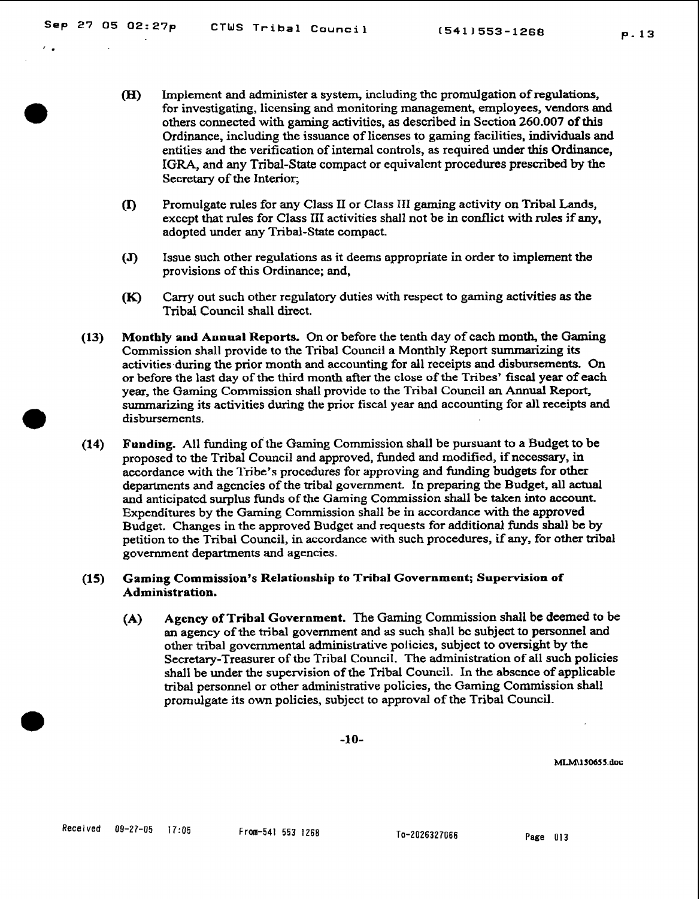(H) Implement and administer a system, including the promulgation of regulations, for investigating, licensing and monitoring management, employees, vendors and others connected with gaming activities, as described in Section 260.007 of this Ordinance, including the issuance of licenses to gaming facilities, individuals and entities and the verification of internal controls, as required under this Ordinance, IGRA, and any Tribal-State compact or equivalent procedures prescribed by the Secretary of the Interior;

(I) Promulgate rules for any Class II or Class III gaming activity on Tribal Lands, except that rules for Class III activities shall not be in conflict with rules if any, adopted under any Tribal-State compact.

(J) Issue such other regulations as it deems appropriate in order to implement the provisions of this Ordinance; and,

(K) Carry out such other regulatory duties with respect to gaming activities as the Tribal Council shall direct.

(13) **Monthly and Annual Reports.** On or before the tenth day of each month, the Gaming Commission shall provide to the Tribal Council a Monthly Report summarizing its activities during the prior month and accounting for all receipts and disbursements. On or before the last day of the third month after the close of the Tribes' fiscal year of each year, the Gaming Commission shall provide to the Tribal Council an Annual Report, summarizing its activities during the prior fiscal year and accounting for all receipts and disbursements.

(14) **Funding.** All funding of the Gaming Commission shall be pursuant to a Budget to be proposed to the Tribal Council and approved, funded and modified, if necessary, in accordance with the Tribe's procedures for approving and funding budgets for other departments and agencies of the tribal government. In preparing the Budget, all actual and anticipated surplus funds of the Gaming Commission shall be taken into account. Expenditures by the Gaming Commission shall be in accordance with the approved Budget. Changes in the approved Budget and requests for additional funds shall be by petition to the Tribal Council, in accordance with such procedures, if any, for other tribal government departments and agencies.

(15) **Gaming Commission's Relationship to Tribal Government; Supervision of Administration.**

(A) **Agency of Tribal Government.** The Gaming Commission shall be deemed to be an agency of the tribal government and as such shall be subject to personnel and other tribal governmental administrative policies, subject to oversight by the Secretary-Treasurer of the Tribal Council. The administration of all such policies shall be under the supervision of the Tribal Council. In the absence of applicable tribal personnel or other administrative policies, the Gaming Commission shall promulgate its own policies, subject to approval of the Tribal Council.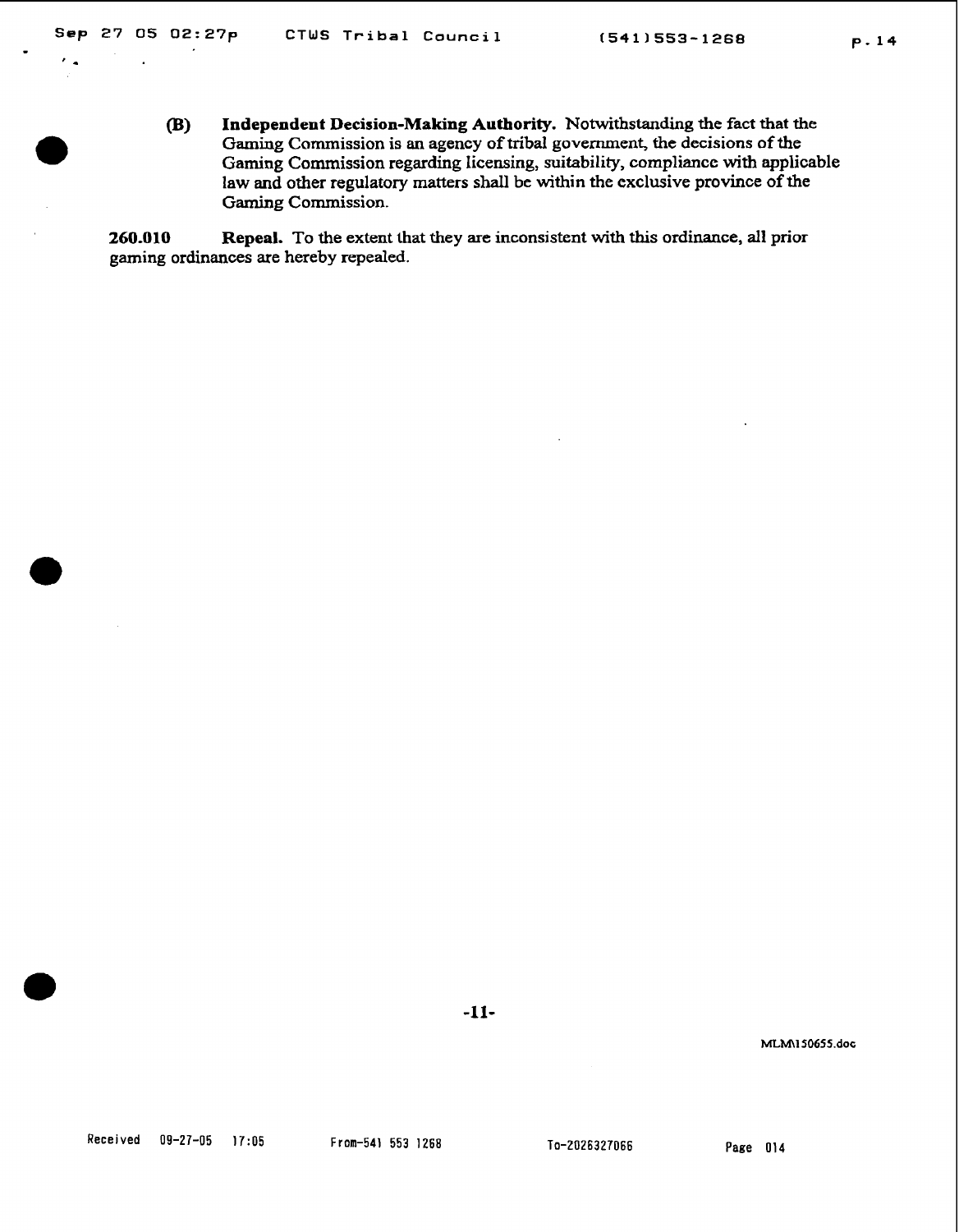**(B) Independent Decision-Making Authority.** Notwithstanding the fact that the Gaming Commission is an agency of tribal government, the decisions of the Gaming Commission regarding licensing, suitability, compliance with applicable law and other regulatory matters shall be within the exclusive province of the Gaming Commission.

**260.010 Repeal.** To the extent that they are inconsistent with this ordinance, all prior gaming ordinances are hereby repealed.

MLM\150655.doc